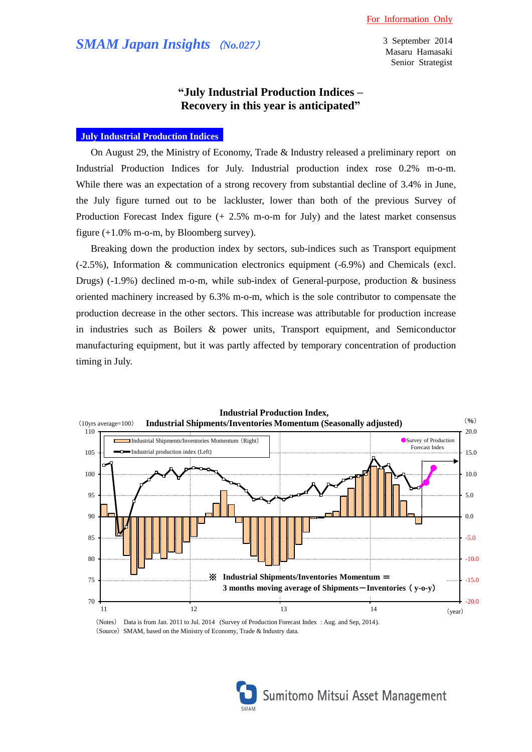For Information Only

*SMAM Japan Insights* (No.027)

3 September 2014
Masaru Hamasaki
Senior Strategist

# "July Industrial Production Indices – Recovery in this year is anticipated"

## July Industrial Production Indices

On August 29, the Ministry of Economy, Trade & Industry released a preliminary report on Industrial Production Indices for July. Industrial production index rose 0.2% m-o-m. While there was an expectation of a strong recovery from substantial decline of 3.4% in June, the July figure turned out to be lackluster, lower than both of the previous Survey of Production Forecast Index figure (+ 2.5% m-o-m for July) and the latest market consensus figure (+1.0% m-o-m, by Bloomberg survey).

Breaking down the production index by sectors, sub-indices such as Transport equipment (-2.5%), Information & communication electronics equipment (-6.9%) and Chemicals (excl. Drugs) (-1.9%) declined m-o-m, while sub-index of General-purpose, production & business oriented machinery increased by 6.3% m-o-m, which is the sole contributor to compensate the production decrease in the other sectors. This increase was attributable for production increase in industries such as Boilers & power units, Transport equipment, and Semiconductor manufacturing equipment, but it was partly affected by temporary concentration of production timing in July.

**Industrial Production Index, Industrial Shipments/Inventories Momentum (Seasonally adjusted)**

(10yrs average=100) (%)

Industrial Shipments/Inventories Momentum (Right)
Industrial production index (Left)
Survey of Production Forecast Index

※ Industrial Shipments/Inventories Momentum ＝ 3 months moving average of Shipments－Inventories ( y-o-y)

(Notes) Data is from Jan. 2011 to Jul. 2014 (Survey of Production Forecast Index : Aug. and Sep, 2014).
(Source) SMAM, based on the Ministry of Economy, Trade & Industry data.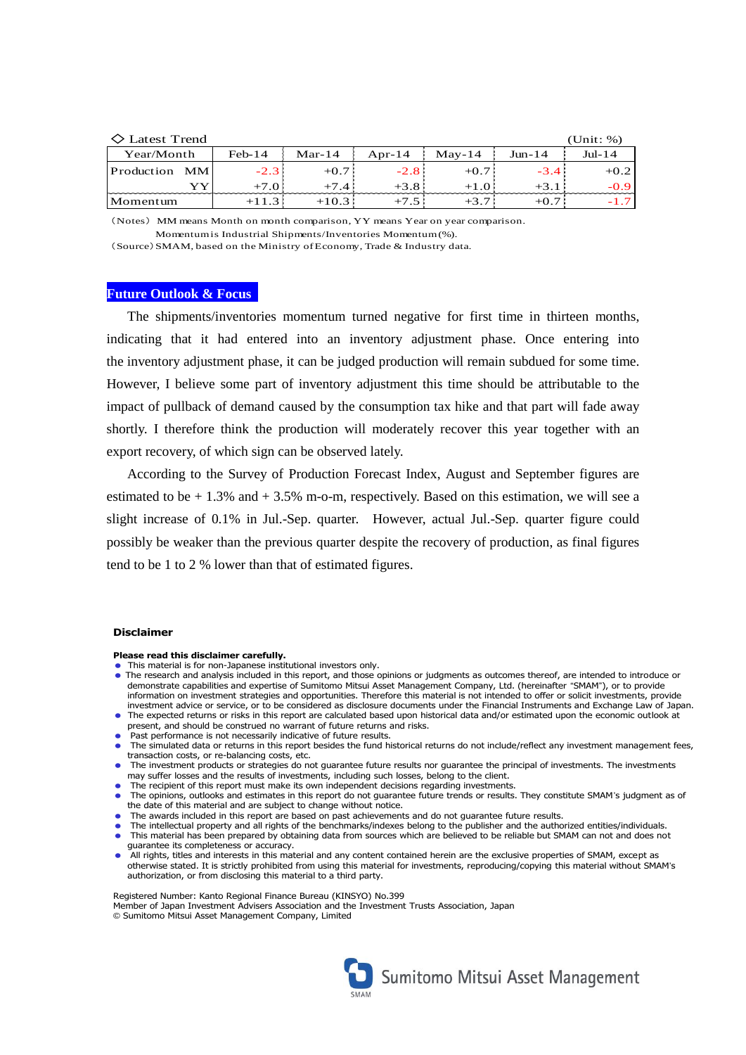◇ Latest Trend (Unit: %)

| Year/Month | | Feb-14 | Mar-14 | Apr-14 | May-14 | Jun-14 | Jul-14 |
|---|---|---|---|---|---|---|---|
| Production | MM | -2.3 | +0.7 | -2.8 | +0.7 | -3.4 | +0.2 |
| | YY | +7.0 | +7.4 | +3.8 | +1.0 | +3.1 | -0.9 |
| Momentum | | +11.3 | +10.3 | +7.5 | +3.7 | +0.7 | -1.7 |

（Notes）MM means Month on month comparison, YY means Year on year comparison.
Momentum is Industrial Shipments/Inventories Momentum (%).
（Source) SMAM, based on the Ministry of Economy, Trade & Industry data.

## Future Outlook & Focus

The shipments/inventories momentum turned negative for first time in thirteen months, indicating that it had entered into an inventory adjustment phase. Once entering into the inventory adjustment phase, it can be judged production will remain subdued for some time. However, I believe some part of inventory adjustment this time should be attributable to the impact of pullback of demand caused by the consumption tax hike and that part will fade away shortly. I therefore think the production will moderately recover this year together with an export recovery, of which sign can be observed lately.

According to the Survey of Production Forecast Index, August and September figures are estimated to be + 1.3% and + 3.5% m-o-m, respectively. Based on this estimation, we will see a slight increase of 0.1% in Jul.-Sep. quarter. However, actual Jul.-Sep. quarter figure could possibly be weaker than the previous quarter despite the recovery of production, as final figures tend to be 1 to 2 % lower than that of estimated figures.

### Disclaimer

**Please read this disclaimer carefully.**

- This material is for non-Japanese institutional investors only.
- The research and analysis included in this report, and those opinions or judgments as outcomes thereof, are intended to introduce or demonstrate capabilities and expertise of Sumitomo Mitsui Asset Management Company, Ltd. (hereinafter "SMAM"), or to provide information on investment strategies and opportunities. Therefore this material is not intended to offer or solicit investments, provide investment advice or service, or to be considered as disclosure documents under the Financial Instruments and Exchange Law of Japan.
- The expected returns or risks in this report are calculated based upon historical data and/or estimated upon the economic outlook at present, and should be construed no warrant of future returns and risks.
- Past performance is not necessarily indicative of future results.
- The simulated data or returns in this report besides the fund historical returns do not include/reflect any investment management fees, transaction costs, or re-balancing costs, etc.
- The investment products or strategies do not guarantee future results nor guarantee the principal of investments. The investments may suffer losses and the results of investments, including such losses, belong to the client.
- The recipient of this report must make its own independent decisions regarding investments.
- The opinions, outlooks and estimates in this report do not guarantee future trends or results. They constitute SMAM's judgment as of the date of this material and are subject to change without notice.
- The awards included in this report are based on past achievements and do not guarantee future results.
- The intellectual property and all rights of the benchmarks/indexes belong to the publisher and the authorized entities/individuals.
- This material has been prepared by obtaining data from sources which are believed to be reliable but SMAM can not and does not guarantee its completeness or accuracy.
- All rights, titles and interests in this material and any content contained herein are the exclusive properties of SMAM, except as otherwise stated. It is strictly prohibited from using this material for investments, reproducing/copying this material without SMAM's authorization, or from disclosing this material to a third party.

Registered Number: Kanto Regional Finance Bureau (KINSYO) No.399
Member of Japan Investment Advisers Association and the Investment Trusts Association, Japan
© Sumitomo Mitsui Asset Management Company, Limited

Sumitomo Mitsui Asset Management